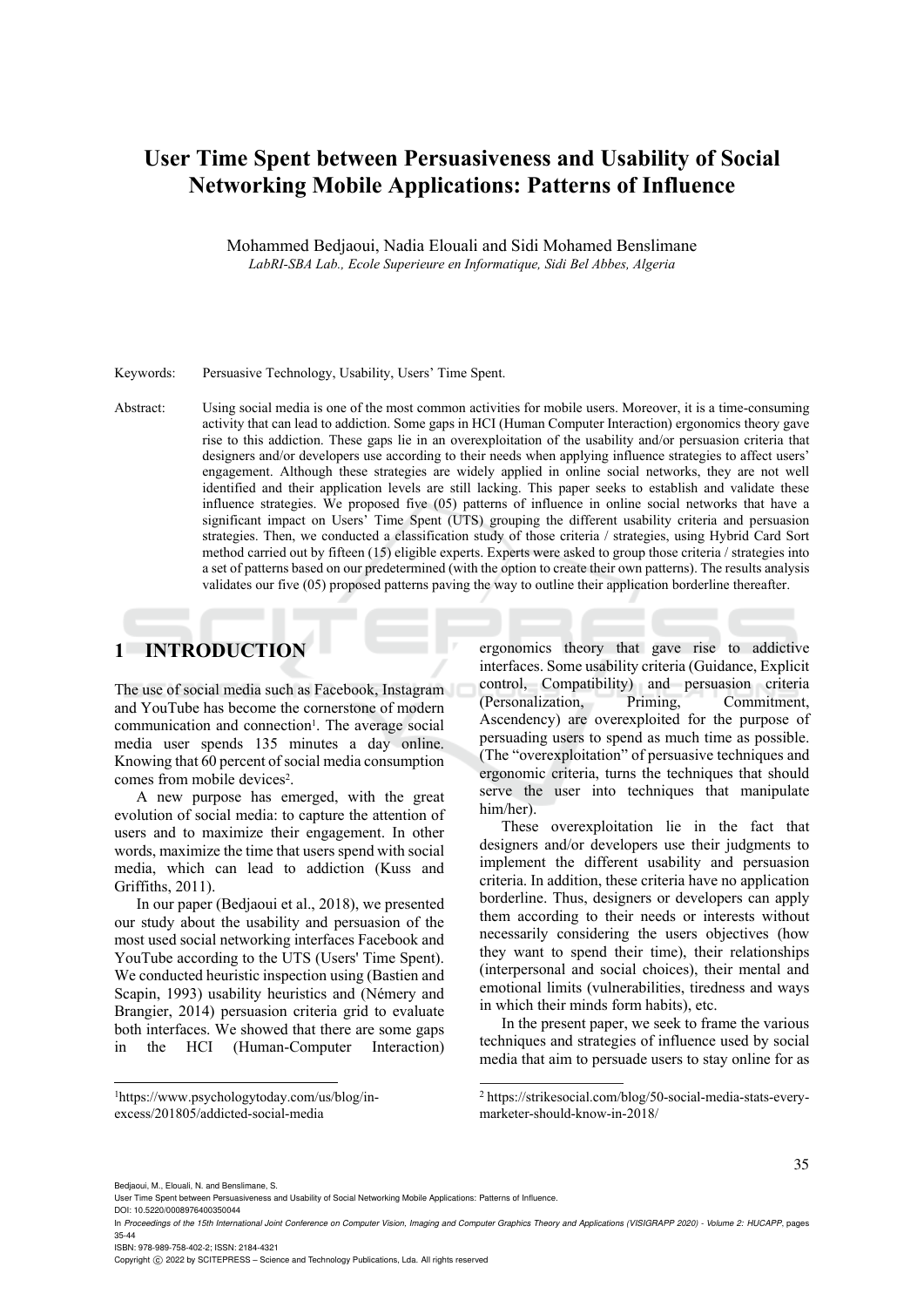# User Time Spent between Persuasiveness and Usability of Social Networking Mobile Applications: Patterns of Influence

Mohammed Bedjaoui, Nadia Elouali and Sidi Mohamed Benslimane

*LabRI-SBA Lab., Ecole Superieure en Informatique, Sidi Bel Abbes, Algeria*

Keywords: Persuasive Technology, Usability, Users' Time Spent.

Abstract: Using social media is one of the most common activities for mobile users. Moreover, it is a time-consuming activity that can lead to addiction. Some gaps in HCI (Human Computer Interaction) ergonomics theory gave rise to this addiction. These gaps lie in an overexploitation of the usability and/or persuasion criteria that designers and/or developers use according to their needs when applying influence strategies to affect users' engagement. Although these strategies are widely applied in online social networks, they are not well identified and their application levels are still lacking. This paper seeks to establish and validate these influence strategies. We proposed five (05) patterns of influence in online social networks that have a significant impact on Users' Time Spent (UTS) grouping the different usability criteria and persuasion strategies. Then, we conducted a classification study of those criteria / strategies, using Hybrid Card Sort method carried out by fifteen (15) eligible experts. Experts were asked to group those criteria / strategies into a set of patterns based on our predetermined (with the option to create their own patterns). The results analysis validates our five (05) proposed patterns paving the way to outline their application borderline thereafter.

## 1 INTRODUCTION

The use of social media such as Facebook, Instagram and YouTube has become the cornerstone of modern communication and connection[1]. The average social media user spends 135 minutes a day online. Knowing that 60 percent of social media consumption comes from mobile devices[2].

A new purpose has emerged, with the great evolution of social media: to capture the attention of users and to maximize their engagement. In other words, maximize the time that users spend with social media, which can lead to addiction (Kuss and Griffiths, 2011).

In our paper (Bedjaoui et al., 2018), we presented our study about the usability and persuasion of the most used social networking interfaces Facebook and YouTube according to the UTS (Users' Time Spent). We conducted heuristic inspection using (Bastien and Scapin, 1993) usability heuristics and (Némery and Brangier, 2014) persuasion criteria grid to evaluate both interfaces. We showed that there are some gaps in the HCI (Human-Computer Interaction) ergonomics theory that gave rise to addictive interfaces. Some usability criteria (Guidance, Explicit control, Compatibility) and persuasion criteria (Personalization, Priming, Commitment, Ascendency) are overexploited for the purpose of persuading users to spend as much time as possible. (The "overexploitation" of persuasive techniques and ergonomic criteria, turns the techniques that should serve the user into techniques that manipulate him/her).

These overexploitation lie in the fact that designers and/or developers use their judgments to implement the different usability and persuasion criteria. In addition, these criteria have no application borderline. Thus, designers or developers can apply them according to their needs or interests without necessarily considering the users objectives (how they want to spend their time), their relationships (interpersonal and social choices), their mental and emotional limits (vulnerabilities, tiredness and ways in which their minds form habits), etc.

In the present paper, we seek to frame the various techniques and strategies of influence used by social media that aim to persuade users to stay online for as

[1] https://www.psychologytoday.com/us/blog/in-excess/201805/addicted-social-media

[2] https://strikesocial.com/blog/50-social-media-stats-every-marketer-should-know-in-2018/

Bedjaoui, M., Elouali, N. and Benslimane, S.
User Time Spent between Persuasiveness and Usability of Social Networking Mobile Applications: Patterns of Influence.
DOI: 10.5220/0008976400350044
In *Proceedings of the 15th International Joint Conference on Computer Vision, Imaging and Computer Graphics Theory and Applications (VISIGRAPP 2020) - Volume 2: HUCAPP*, pages 35-44
ISBN: 978-989-758-402-2; ISSN: 2184-4321
Copyright © 2022 by SCITEPRESS – Science and Technology Publications, Lda. All rights reserved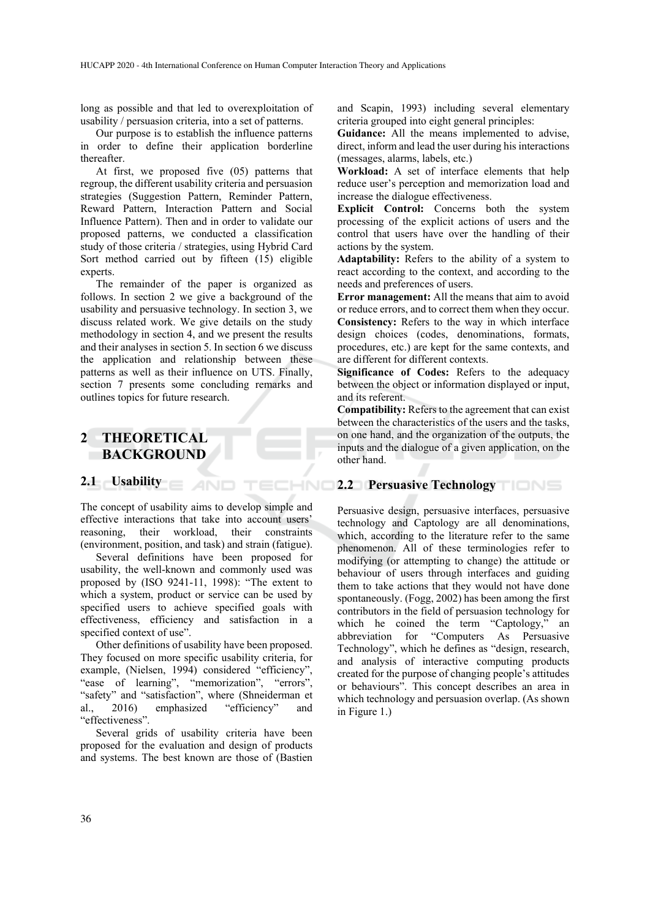long as possible and that led to overexploitation of usability / persuasion criteria, into a set of patterns.

Our purpose is to establish the influence patterns in order to define their application borderline thereafter.

At first, we proposed five (05) patterns that regroup, the different usability criteria and persuasion strategies (Suggestion Pattern, Reminder Pattern, Reward Pattern, Interaction Pattern and Social Influence Pattern). Then and in order to validate our proposed patterns, we conducted a classification study of those criteria / strategies, using Hybrid Card Sort method carried out by fifteen (15) eligible experts.

The remainder of the paper is organized as follows. In section 2 we give a background of the usability and persuasive technology. In section 3, we discuss related work. We give details on the study methodology in section 4, and we present the results and their analyses in section 5. In section 6 we discuss the application and relationship between these patterns as well as their influence on UTS. Finally, section 7 presents some concluding remarks and outlines topics for future research.

# 2 THEORETICAL BACKGROUND

## 2.1 Usability

The concept of usability aims to develop simple and effective interactions that take into account users' reasoning, their workload, their constraints (environment, position, and task) and strain (fatigue).

Several definitions have been proposed for usability, the well-known and commonly used was proposed by (ISO 9241-11, 1998): "The extent to which a system, product or service can be used by specified users to achieve specified goals with effectiveness, efficiency and satisfaction in a specified context of use".

Other definitions of usability have been proposed. They focused on more specific usability criteria, for example, (Nielsen, 1994) considered "efficiency", "ease of learning", "memorization", "errors", "safety" and "satisfaction", where (Shneiderman et al., 2016) emphasized "efficiency" and "effectiveness".

Several grids of usability criteria have been proposed for the evaluation and design of products and systems. The best known are those of (Bastien and Scapin, 1993) including several elementary criteria grouped into eight general principles:

**Guidance:** All the means implemented to advise, direct, inform and lead the user during his interactions (messages, alarms, labels, etc.)

**Workload:** A set of interface elements that help reduce user's perception and memorization load and increase the dialogue effectiveness.

**Explicit Control:** Concerns both the system processing of the explicit actions of users and the control that users have over the handling of their actions by the system.

**Adaptability:** Refers to the ability of a system to react according to the context, and according to the needs and preferences of users.

**Error management:** All the means that aim to avoid or reduce errors, and to correct them when they occur.

**Consistency:** Refers to the way in which interface design choices (codes, denominations, formats, procedures, etc.) are kept for the same contexts, and are different for different contexts.

**Significance of Codes:** Refers to the adequacy between the object or information displayed or input, and its referent.

**Compatibility:** Refers to the agreement that can exist between the characteristics of the users and the tasks, on one hand, and the organization of the outputs, the inputs and the dialogue of a given application, on the other hand.

## 2.2 Persuasive Technology

Persuasive design, persuasive interfaces, persuasive technology and Captology are all denominations, which, according to the literature refer to the same phenomenon. All of these terminologies refer to modifying (or attempting to change) the attitude or behaviour of users through interfaces and guiding them to take actions that they would not have done spontaneously. (Fogg, 2002) has been among the first contributors in the field of persuasion technology for which he coined the term "Captology," an abbreviation for "Computers As Persuasive Technology", which he defines as "design, research, and analysis of interactive computing products created for the purpose of changing people's attitudes or behaviours". This concept describes an area in which technology and persuasion overlap. (As shown in Figure 1.)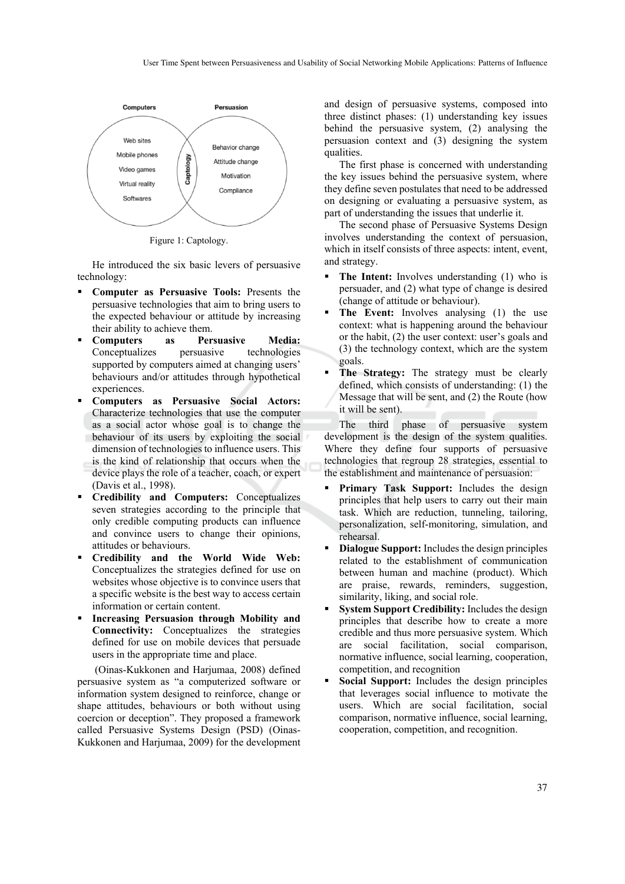Figure 1: Captology.

He introduced the six basic levers of persuasive technology:

- **Computer as Persuasive Tools:** Presents the persuasive technologies that aim to bring users to the expected behaviour or attitude by increasing their ability to achieve them.
- **Computers as Persuasive Media:** Conceptualizes persuasive technologies supported by computers aimed at changing users' behaviours and/or attitudes through hypothetical experiences.
- **Computers as Persuasive Social Actors:** Characterize technologies that use the computer as a social actor whose goal is to change the behaviour of its users by exploiting the social dimension of technologies to influence users. This is the kind of relationship that occurs when the device plays the role of a teacher, coach, or expert (Davis et al., 1998).
- **Credibility and Computers:** Conceptualizes seven strategies according to the principle that only credible computing products can influence and convince users to change their opinions, attitudes or behaviours.
- **Credibility and the World Wide Web:** Conceptualizes the strategies defined for use on websites whose objective is to convince users that a specific website is the best way to access certain information or certain content.
- **Increasing Persuasion through Mobility and Connectivity:** Conceptualizes the strategies defined for use on mobile devices that persuade users in the appropriate time and place.

(Oinas-Kukkonen and Harjumaa, 2008) defined persuasive system as "a computerized software or information system designed to reinforce, change or shape attitudes, behaviours or both without using coercion or deception". They proposed a framework called Persuasive Systems Design (PSD) (Oinas-Kukkonen and Harjumaa, 2009) for the development and design of persuasive systems, composed into three distinct phases: (1) understanding key issues behind the persuasive system, (2) analysing the persuasion context and (3) designing the system qualities.

The first phase is concerned with understanding the key issues behind the persuasive system, where they define seven postulates that need to be addressed on designing or evaluating a persuasive system, as part of understanding the issues that underlie it.

The second phase of Persuasive Systems Design involves understanding the context of persuasion, which in itself consists of three aspects: intent, event, and strategy.

- **The Intent:** Involves understanding (1) who is persuader, and (2) what type of change is desired (change of attitude or behaviour).
- **The Event:** Involves analysing (1) the use context: what is happening around the behaviour or the habit, (2) the user context: user's goals and (3) the technology context, which are the system goals.
- **The Strategy:** The strategy must be clearly defined, which consists of understanding: (1) the Message that will be sent, and (2) the Route (how it will be sent).

The third phase of persuasive system development is the design of the system qualities. Where they define four supports of persuasive technologies that regroup 28 strategies, essential to the establishment and maintenance of persuasion:

- **Primary Task Support:** Includes the design principles that help users to carry out their main task. Which are reduction, tunneling, tailoring, personalization, self-monitoring, simulation, and rehearsal.
- **Dialogue Support:** Includes the design principles related to the establishment of communication between human and machine (product). Which are praise, rewards, reminders, suggestion, similarity, liking, and social role.
- **System Support Credibility:** Includes the design principles that describe how to create a more credible and thus more persuasive system. Which are social facilitation, social comparison, normative influence, social learning, cooperation, competition, and recognition
- **Social Support:** Includes the design principles that leverages social influence to motivate the users. Which are social facilitation, social comparison, normative influence, social learning, cooperation, competition, and recognition.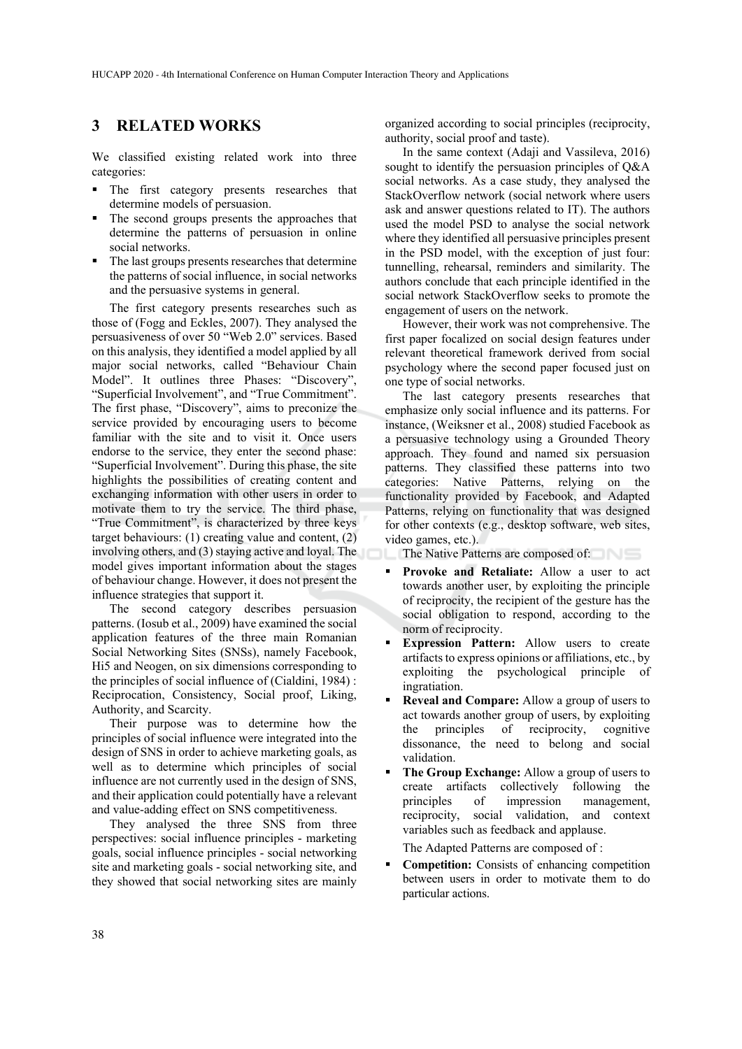## 3 RELATED WORKS

We classified existing related work into three categories:

- The first category presents researches that determine models of persuasion.
- The second groups presents the approaches that determine the patterns of persuasion in online social networks.
- The last groups presents researches that determine the patterns of social influence, in social networks and the persuasive systems in general.

The first category presents researches such as those of (Fogg and Eckles, 2007). They analysed the persuasiveness of over 50 "Web 2.0" services. Based on this analysis, they identified a model applied by all major social networks, called "Behaviour Chain Model". It outlines three Phases: "Discovery", "Superficial Involvement", and "True Commitment". The first phase, "Discovery", aims to preconize the service provided by encouraging users to become familiar with the site and to visit it. Once users endorse to the service, they enter the second phase: "Superficial Involvement". During this phase, the site highlights the possibilities of creating content and exchanging information with other users in order to motivate them to try the service. The third phase, "True Commitment", is characterized by three keys target behaviours: (1) creating value and content, (2) involving others, and (3) staying active and loyal. The model gives important information about the stages of behaviour change. However, it does not present the influence strategies that support it.

The second category describes persuasion patterns. (Iosub et al., 2009) have examined the social application features of the three main Romanian Social Networking Sites (SNSs), namely Facebook, Hi5 and Neogen, on six dimensions corresponding to the principles of social influence of (Cialdini, 1984) : Reciprocation, Consistency, Social proof, Liking, Authority, and Scarcity.

Their purpose was to determine how the principles of social influence were integrated into the design of SNS in order to achieve marketing goals, as well as to determine which principles of social influence are not currently used in the design of SNS, and their application could potentially have a relevant and value-adding effect on SNS competitiveness.

They analysed the three SNS from three perspectives: social influence principles - marketing goals, social influence principles - social networking site and marketing goals - social networking site, and they showed that social networking sites are mainly organized according to social principles (reciprocity, authority, social proof and taste).

In the same context (Adaji and Vassileva, 2016) sought to identify the persuasion principles of Q&A social networks. As a case study, they analysed the StackOverflow network (social network where users ask and answer questions related to IT). The authors used the model PSD to analyse the social network where they identified all persuasive principles present in the PSD model, with the exception of just four: tunnelling, rehearsal, reminders and similarity. The authors conclude that each principle identified in the social network StackOverflow seeks to promote the engagement of users on the network.

However, their work was not comprehensive. The first paper focalized on social design features under relevant theoretical framework derived from social psychology where the second paper focused just on one type of social networks.

The last category presents researches that emphasize only social influence and its patterns. For instance, (Weiksner et al., 2008) studied Facebook as a persuasive technology using a Grounded Theory approach. They found and named six persuasion patterns. They classified these patterns into two categories: Native Patterns, relying on the functionality provided by Facebook, and Adapted Patterns, relying on functionality that was designed for other contexts (e.g., desktop software, web sites, video games, etc.).

The Native Patterns are composed of:

- **Provoke and Retaliate:** Allow a user to act towards another user, by exploiting the principle of reciprocity, the recipient of the gesture has the social obligation to respond, according to the norm of reciprocity.
- **Expression Pattern:** Allow users to create artifacts to express opinions or affiliations, etc., by exploiting the psychological principle of ingratiation.
- **Reveal and Compare:** Allow a group of users to act towards another group of users, by exploiting the principles of reciprocity, cognitive dissonance, the need to belong and social validation.
- **The Group Exchange:** Allow a group of users to create artifacts collectively following the principles of impression management, reciprocity, social validation, and context variables such as feedback and applause.

The Adapted Patterns are composed of :

- **Competition:** Consists of enhancing competition between users in order to motivate them to do particular actions.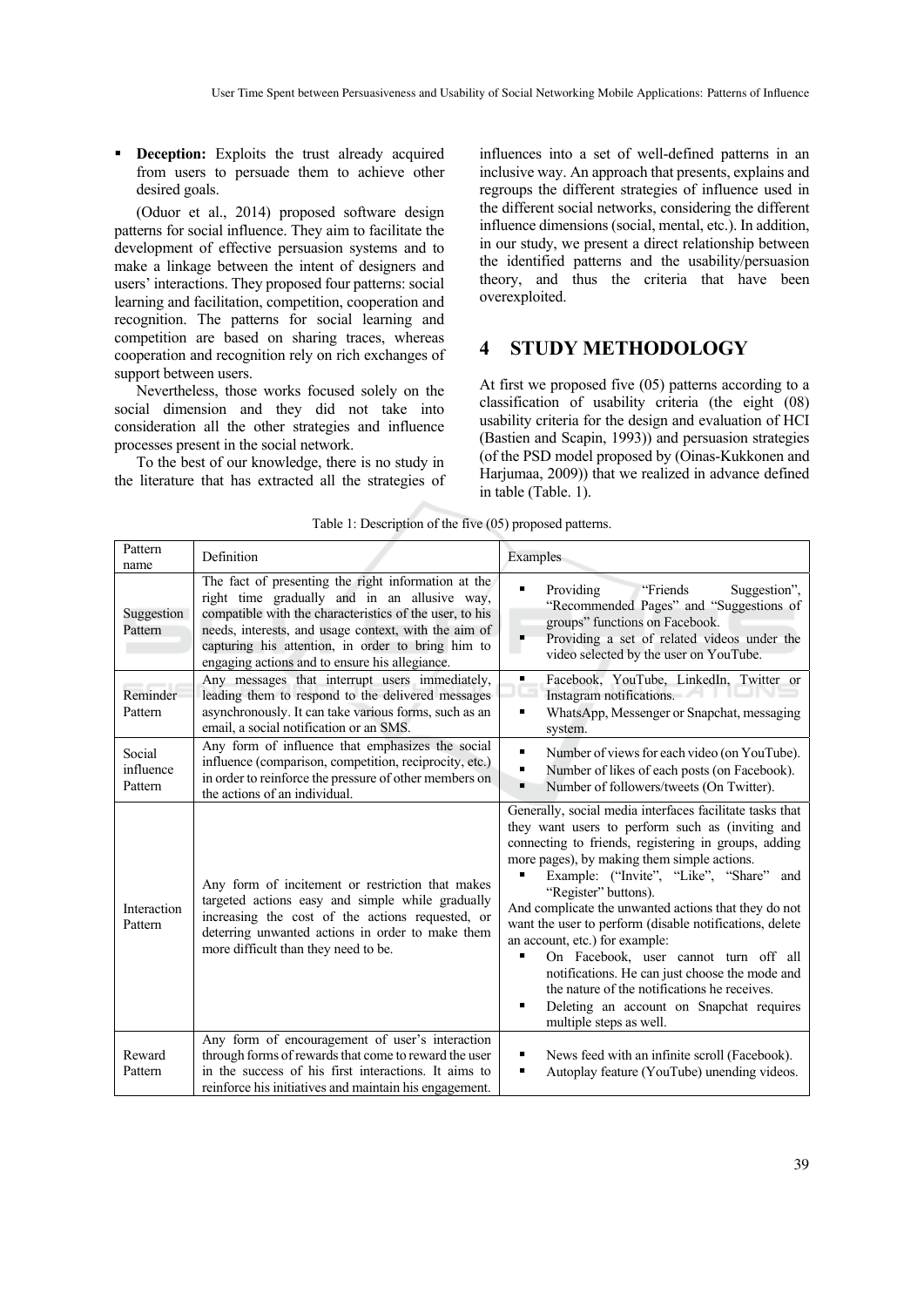- **Deception:** Exploits the trust already acquired from users to persuade them to achieve other desired goals.

(Oduor et al., 2014) proposed software design patterns for social influence. They aim to facilitate the development of effective persuasion systems and to make a linkage between the intent of designers and users' interactions. They proposed four patterns: social learning and facilitation, competition, cooperation and recognition. The patterns for social learning and competition are based on sharing traces, whereas cooperation and recognition rely on rich exchanges of support between users.

Nevertheless, those works focused solely on the social dimension and they did not take into consideration all the other strategies and influence processes present in the social network.

To the best of our knowledge, there is no study in the literature that has extracted all the strategies of influences into a set of well-defined patterns in an inclusive way. An approach that presents, explains and regroups the different strategies of influence used in the different social networks, considering the different influence dimensions (social, mental, etc.). In addition, in our study, we present a direct relationship between the identified patterns and the usability/persuasion theory, and thus the criteria that have been overexploited.

## 4 STUDY METHODOLOGY

At first we proposed five (05) patterns according to a classification of usability criteria (the eight (08) usability criteria for the design and evaluation of HCI (Bastien and Scapin, 1993)) and persuasion strategies (of the PSD model proposed by (Oinas-Kukkonen and Harjumaa, 2009)) that we realized in advance defined in table (Table. 1).

Table 1: Description of the five (05) proposed patterns.

| Pattern name | Definition | Examples |
|---|---|---|
| Suggestion Pattern | The fact of presenting the right information at the right time gradually and in an allusive way, compatible with the characteristics of the user, to his needs, interests, and usage context, with the aim of capturing his attention, in order to bring him to engaging actions and to ensure his allegiance. | ▪ Providing "Friends Suggestion", "Recommended Pages" and "Suggestions of groups" functions on Facebook.<br>▪ Providing a set of related videos under the video selected by the user on YouTube. |
| Reminder Pattern | Any messages that interrupt users immediately, leading them to respond to the delivered messages asynchronously. It can take various forms, such as an email, a social notification or an SMS. | ▪ Facebook, YouTube, LinkedIn, Twitter or Instagram notifications.<br>▪ WhatsApp, Messenger or Snapchat, messaging system. |
| Social influence Pattern | Any form of influence that emphasizes the social influence (comparison, competition, reciprocity, etc.) in order to reinforce the pressure of other members on the actions of an individual. | ▪ Number of views for each video (on YouTube).<br>▪ Number of likes of each posts (on Facebook).<br>▪ Number of followers/tweets (On Twitter). |
| Interaction Pattern | Any form of incitement or restriction that makes targeted actions easy and simple while gradually increasing the cost of the actions requested, or deterring unwanted actions in order to make them more difficult than they need to be. | Generally, social media interfaces facilitate tasks that they want users to perform such as (inviting and connecting to friends, registering in groups, adding more pages), by making them simple actions.<br>▪ Example: ("Invite", "Like", "Share" and "Register" buttons).<br>And complicate the unwanted actions that they do not want the user to perform (disable notifications, delete an account, etc.) for example:<br>▪ On Facebook, user cannot turn off all notifications. He can just choose the mode and the nature of the notifications he receives.<br>▪ Deleting an account on Snapchat requires multiple steps as well. |
| Reward Pattern | Any form of encouragement of user's interaction through forms of rewards that come to reward the user in the success of his first interactions. It aims to reinforce his initiatives and maintain his engagement. | ▪ News feed with an infinite scroll (Facebook).<br>▪ Autoplay feature (YouTube) unending videos. |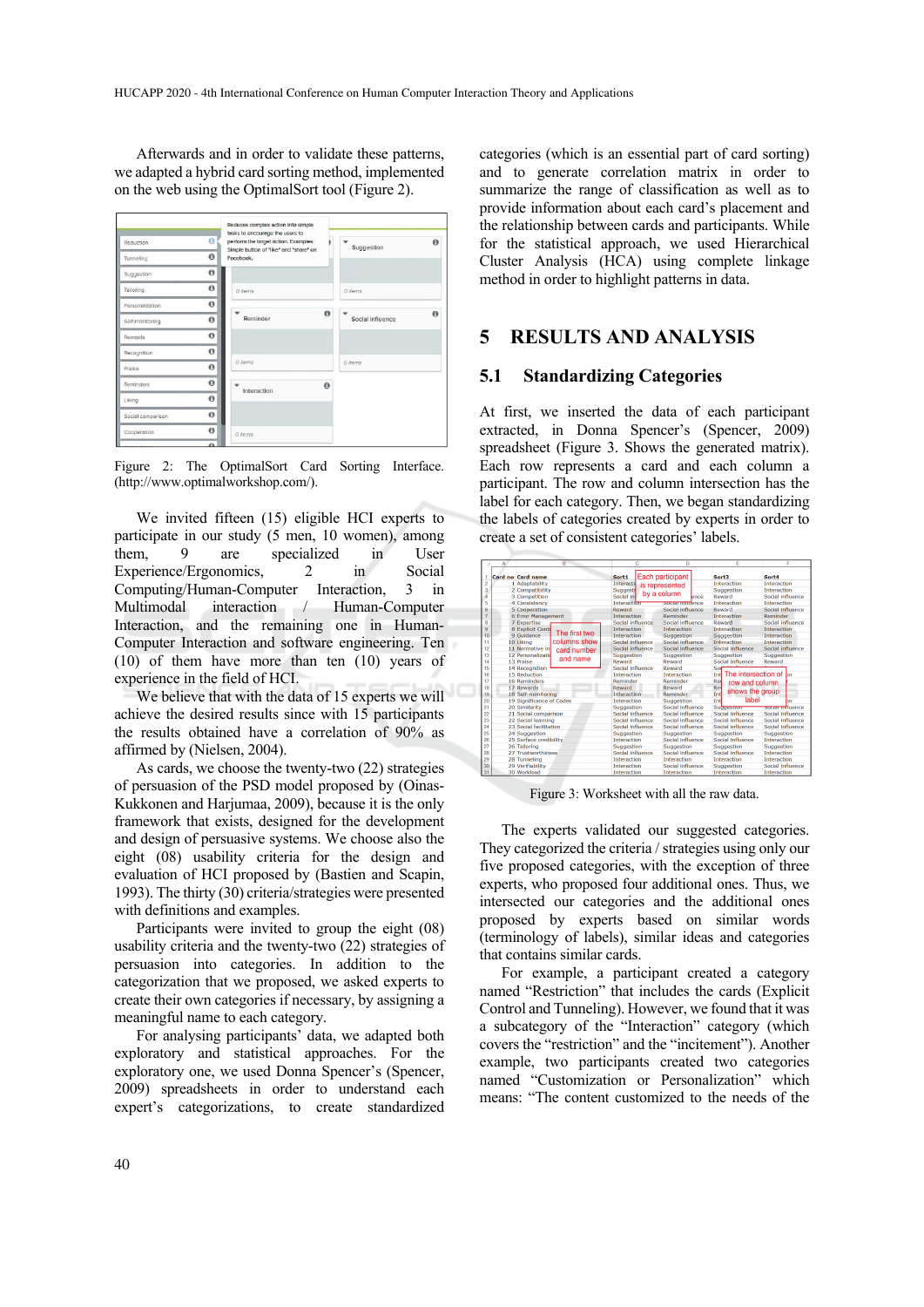Afterwards and in order to validate these patterns, we adapted a hybrid card sorting method, implemented on the web using the OptimalSort tool (Figure 2).

Figure 2: The OptimalSort Card Sorting Interface. (http://www.optimalworkshop.com/).

We invited fifteen (15) eligible HCI experts to participate in our study (5 men, 10 women), among them, 9 are specialized in User Experience/Ergonomics, 2 in Social Computing/Human-Computer Interaction, 3 in Multimodal interaction / Human-Computer Interaction, and the remaining one in Human-Computer Interaction and software engineering. Ten (10) of them have more than ten (10) years of experience in the field of HCI.

We believe that with the data of 15 experts we will achieve the desired results since with 15 participants the results obtained have a correlation of 90% as affirmed by (Nielsen, 2004).

As cards, we choose the twenty-two (22) strategies of persuasion of the PSD model proposed by (Oinas-Kukkonen and Harjumaa, 2009), because it is the only framework that exists, designed for the development and design of persuasive systems. We choose also the eight (08) usability criteria for the design and evaluation of HCI proposed by (Bastien and Scapin, 1993). The thirty (30) criteria/strategies were presented with definitions and examples.

Participants were invited to group the eight (08) usability criteria and the twenty-two (22) strategies of persuasion into categories. In addition to the categorization that we proposed, we asked experts to create their own categories if necessary, by assigning a meaningful name to each category.

For analysing participants' data, we adapted both exploratory and statistical approaches. For the exploratory one, we used Donna Spencer's (Spencer, 2009) spreadsheets in order to understand each expert's categorizations, to create standardized categories (which is an essential part of card sorting) and to generate correlation matrix in order to summarize the range of classification as well as to provide information about each card's placement and the relationship between cards and participants. While for the statistical approach, we used Hierarchical Cluster Analysis (HCA) using complete linkage method in order to highlight patterns in data.

# 5 RESULTS AND ANALYSIS

## 5.1 Standardizing Categories

At first, we inserted the data of each participant extracted, in Donna Spencer's (Spencer, 2009) spreadsheet (Figure 3. Shows the generated matrix). Each row represents a card and each column a participant. The row and column intersection has the label for each category. Then, we began standardizing the labels of categories created by experts in order to create a set of consistent categories' labels.

Figure 3: Worksheet with all the raw data.

The experts validated our suggested categories. They categorized the criteria / strategies using only our five proposed categories, with the exception of three experts, who proposed four additional ones. Thus, we intersected our categories and the additional ones proposed by experts based on similar words (terminology of labels), similar ideas and categories that contains similar cards.

For example, a participant created a category named "Restriction" that includes the cards (Explicit Control and Tunneling). However, we found that it was a subcategory of the "Interaction" category (which covers the "restriction" and the "incitement"). Another example, two participants created two categories named "Customization or Personalization" which means: "The content customized to the needs of the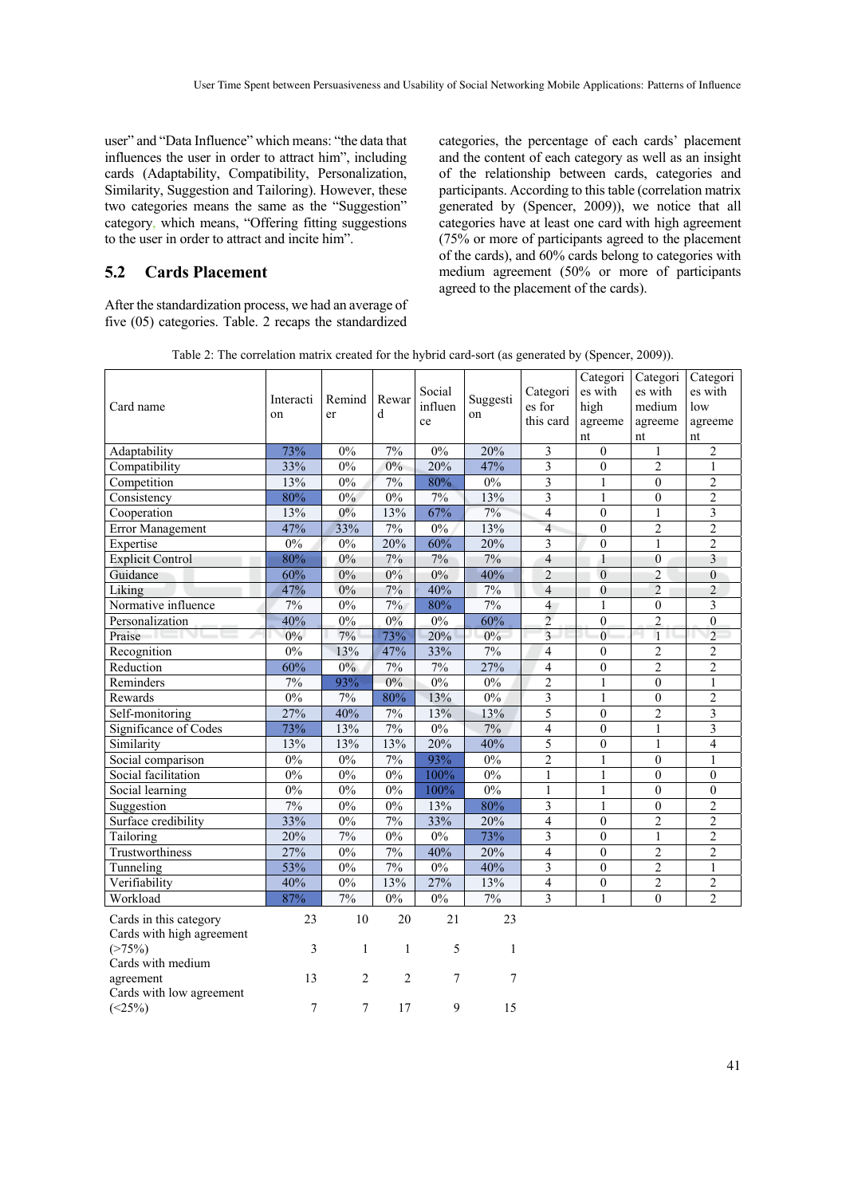user" and "Data Influence" which means: "the data that influences the user in order to attract him", including cards (Adaptability, Compatibility, Personalization, Similarity, Suggestion and Tailoring). However, these two categories means the same as the "Suggestion" category, which means, "Offering fitting suggestions to the user in order to attract and incite him".

## 5.2 Cards Placement

After the standardization process, we had an average of five (05) categories. Table. 2 recaps the standardized categories, the percentage of each cards' placement and the content of each category as well as an insight of the relationship between cards, categories and participants. According to this table (correlation matrix generated by (Spencer, 2009)), we notice that all categories have at least one card with high agreement (75% or more of participants agreed to the placement of the cards), and 60% cards belong to categories with medium agreement (50% or more of participants agreed to the placement of the cards).

Table 2: The correlation matrix created for the hybrid card-sort (as generated by (Spencer, 2009)).

| Card name | Interaction | Reminder | Reward | Social influence | Suggestion | Categories for this card | Categories with high agreement | Categories with medium agreement | Categories with low agreement |
|---|---|---|---|---|---|---|---|---|---|
| Adaptability | 73% | 0% | 7% | 0% | 20% | 3 | 0 | 1 | 2 |
| Compatibility | 33% | 0% | 0% | 20% | 47% | 3 | 0 | 2 | 1 |
| Competition | 13% | 0% | 7% | 80% | 0% | 3 | 1 | 0 | 2 |
| Consistency | 80% | 0% | 0% | 7% | 13% | 3 | 1 | 0 | 2 |
| Cooperation | 13% | 0% | 13% | 67% | 7% | 4 | 0 | 1 | 3 |
| Error Management | 47% | 33% | 7% | 0% | 13% | 4 | 0 | 2 | 2 |
| Expertise | 0% | 0% | 20% | 60% | 20% | 3 | 0 | 1 | 2 |
| Explicit Control | 80% | 0% | 7% | 7% | 7% | 4 | 1 | 0 | 3 |
| Guidance | 60% | 0% | 0% | 0% | 40% | 2 | 0 | 2 | 0 |
| Liking | 47% | 0% | 7% | 40% | 7% | 4 | 0 | 2 | 2 |
| Normative influence | 7% | 0% | 7% | 80% | 7% | 4 | 1 | 0 | 3 |
| Personalization | 40% | 0% | 0% | 0% | 60% | 2 | 0 | 2 | 0 |
| Praise | 0% | 7% | 73% | 20% | 0% | 3 | 0 | 1 | 2 |
| Recognition | 0% | 13% | 47% | 33% | 7% | 4 | 0 | 2 | 2 |
| Reduction | 60% | 0% | 7% | 7% | 27% | 4 | 0 | 2 | 2 |
| Reminders | 7% | 93% | 0% | 0% | 0% | 2 | 1 | 0 | 1 |
| Rewards | 0% | 7% | 80% | 13% | 0% | 3 | 1 | 0 | 2 |
| Self-monitoring | 27% | 40% | 7% | 13% | 13% | 5 | 0 | 2 | 3 |
| Significance of Codes | 73% | 13% | 7% | 0% | 7% | 4 | 0 | 1 | 3 |
| Similarity | 13% | 13% | 13% | 20% | 40% | 5 | 0 | 1 | 4 |
| Social comparison | 0% | 0% | 7% | 93% | 0% | 2 | 1 | 0 | 1 |
| Social facilitation | 0% | 0% | 0% | 100% | 0% | 1 | 1 | 0 | 0 |
| Social learning | 0% | 0% | 0% | 100% | 0% | 1 | 1 | 0 | 0 |
| Suggestion | 7% | 0% | 0% | 13% | 80% | 3 | 1 | 0 | 2 |
| Surface credibility | 33% | 0% | 7% | 33% | 20% | 4 | 0 | 2 | 2 |
| Tailoring | 20% | 7% | 0% | 0% | 73% | 3 | 0 | 1 | 2 |
| Trustworthiness | 27% | 0% | 7% | 40% | 20% | 4 | 0 | 2 | 2 |
| Tunneling | 53% | 0% | 7% | 0% | 40% | 3 | 0 | 2 | 1 |
| Verifiability | 40% | 0% | 13% | 27% | 13% | 4 | 0 | 2 | 2 |
| Workload | 87% | 7% | 0% | 0% | 7% | 3 | 1 | 0 | 2 |
| Cards in this category | 23 | 10 | 20 | 21 | 23 | | | | |
| Cards with high agreement (>75%) | 3 | 1 | 1 | 5 | 1 | | | | |
| Cards with medium agreement | 13 | 2 | 2 | 7 | 7 | | | | |
| Cards with low agreement (<25%) | 7 | 7 | 17 | 9 | 15 | | | | |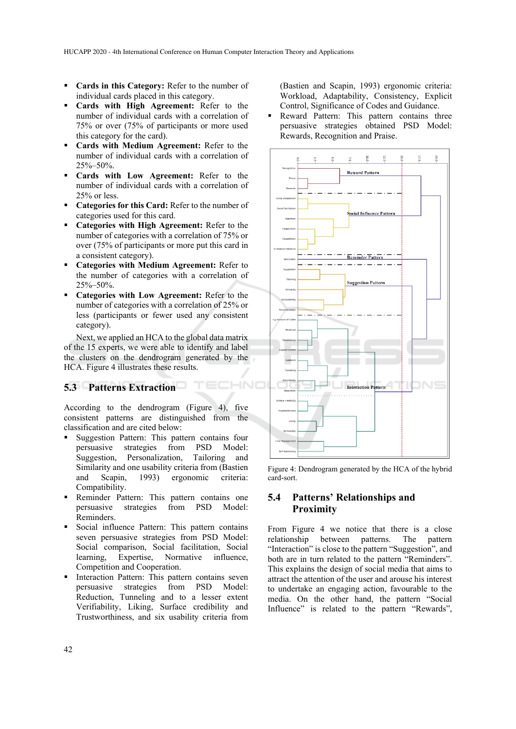- **Cards in this Category:** Refer to the number of individual cards placed in this category.
- **Cards with High Agreement:** Refer to the number of individual cards with a correlation of 75% or over (75% of participants or more used this category for the card).
- **Cards with Medium Agreement:** Refer to the number of individual cards with a correlation of 25%–50%.
- **Cards with Low Agreement:** Refer to the number of individual cards with a correlation of 25% or less.
- **Categories for this Card:** Refer to the number of categories used for this card.
- **Categories with High Agreement:** Refer to the number of categories with a correlation of 75% or over (75% of participants or more put this card in a consistent category).
- **Categories with Medium Agreement:** Refer to the number of categories with a correlation of 25%–50%.
- **Categories with Low Agreement:** Refer to the number of categories with a correlation of 25% or less (participants or fewer used any consistent category).

Next, we applied an HCA to the global data matrix of the 15 experts, we were able to identify and label the clusters on the dendrogram generated by the HCA. Figure 4 illustrates these results.

## 5.3 Patterns Extraction

According to the dendrogram (Figure 4), five consistent patterns are distinguished from the classification and are cited below:

- Suggestion Pattern: This pattern contains four persuasive strategies from PSD Model: Suggestion, Personalization, Tailoring and Similarity and one usability criteria from (Bastien and Scapin, 1993) ergonomic criteria: Compatibility.
- Reminder Pattern: This pattern contains one persuasive strategies from PSD Model: Reminders.
- Social influence Pattern: This pattern contains seven persuasive strategies from PSD Model: Social comparison, Social facilitation, Social learning, Expertise, Normative influence, Competition and Cooperation.
- Interaction Pattern: This pattern contains seven persuasive strategies from PSD Model: Reduction, Tunneling and to a lesser extent Verifiability, Liking, Surface credibility and Trustworthiness, and six usability criteria from (Bastien and Scapin, 1993) ergonomic criteria: Workload, Adaptability, Consistency, Explicit Control, Significance of Codes and Guidance.
- Reward Pattern: This pattern contains three persuasive strategies obtained PSD Model: Rewards, Recognition and Praise.

Figure 4: Dendrogram generated by the HCA of the hybrid card-sort.

## 5.4 Patterns' Relationships and Proximity

From Figure 4 we notice that there is a close relationship between patterns. The pattern "Interaction" is close to the pattern "Suggestion", and both are in turn related to the pattern "Reminders". This explains the design of social media that aims to attract the attention of the user and arouse his interest to undertake an engaging action, favourable to the media. On the other hand, the pattern "Social Influence" is related to the pattern "Rewards",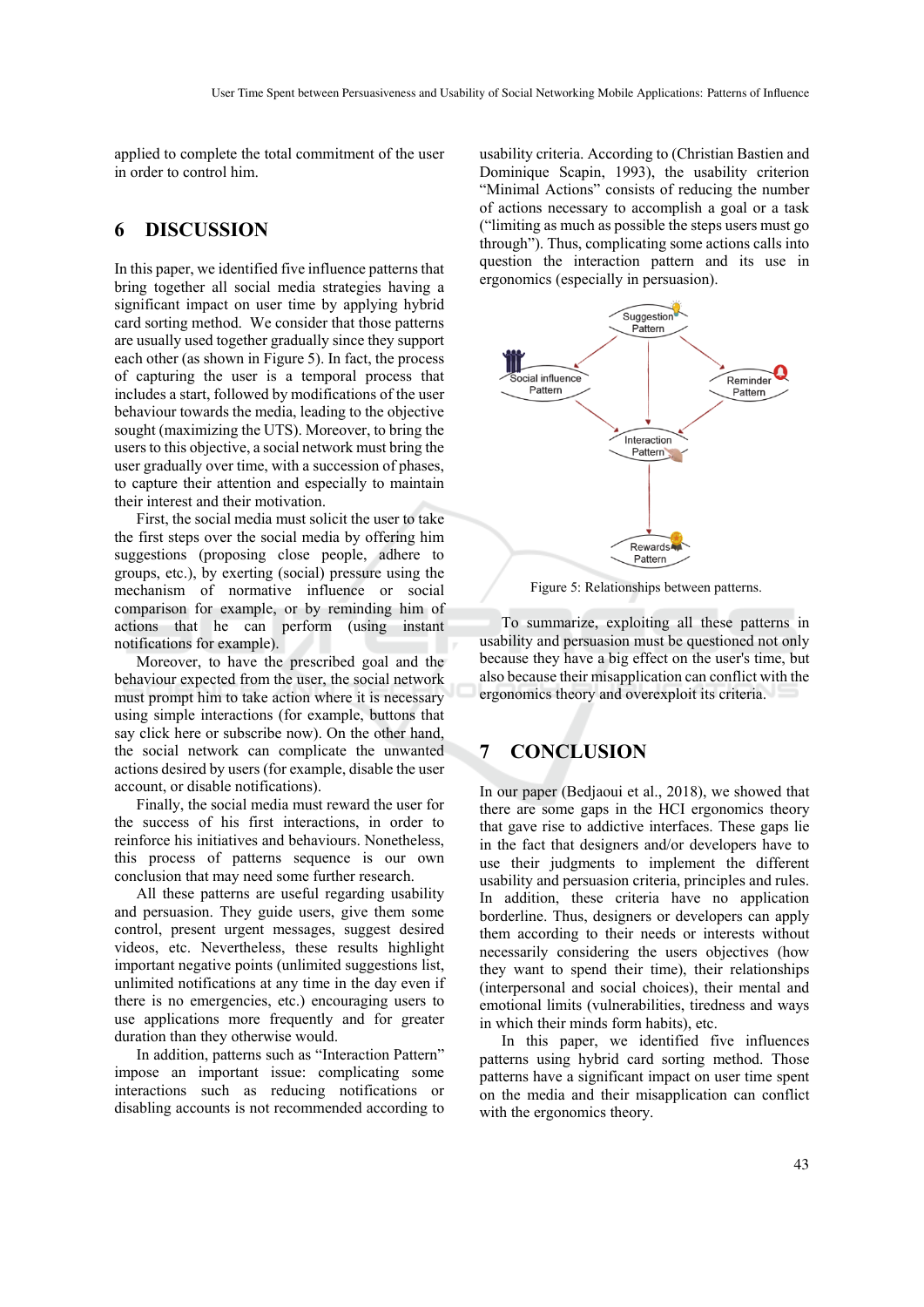applied to complete the total commitment of the user in order to control him.

## 6 DISCUSSION

In this paper, we identified five influence patterns that bring together all social media strategies having a significant impact on user time by applying hybrid card sorting method. We consider that those patterns are usually used together gradually since they support each other (as shown in Figure 5). In fact, the process of capturing the user is a temporal process that includes a start, followed by modifications of the user behaviour towards the media, leading to the objective sought (maximizing the UTS). Moreover, to bring the users to this objective, a social network must bring the user gradually over time, with a succession of phases, to capture their attention and especially to maintain their interest and their motivation.

First, the social media must solicit the user to take the first steps over the social media by offering him suggestions (proposing close people, adhere to groups, etc.), by exerting (social) pressure using the mechanism of normative influence or social comparison for example, or by reminding him of actions that he can perform (using instant notifications for example).

Moreover, to have the prescribed goal and the behaviour expected from the user, the social network must prompt him to take action where it is necessary using simple interactions (for example, buttons that say click here or subscribe now). On the other hand, the social network can complicate the unwanted actions desired by users (for example, disable the user account, or disable notifications).

Finally, the social media must reward the user for the success of his first interactions, in order to reinforce his initiatives and behaviours. Nonetheless, this process of patterns sequence is our own conclusion that may need some further research.

All these patterns are useful regarding usability and persuasion. They guide users, give them some control, present urgent messages, suggest desired videos, etc. Nevertheless, these results highlight important negative points (unlimited suggestions list, unlimited notifications at any time in the day even if there is no emergencies, etc.) encouraging users to use applications more frequently and for greater duration than they otherwise would.

In addition, patterns such as "Interaction Pattern" impose an important issue: complicating some interactions such as reducing notifications or disabling accounts is not recommended according to usability criteria. According to (Christian Bastien and Dominique Scapin, 1993), the usability criterion "Minimal Actions" consists of reducing the number of actions necessary to accomplish a goal or a task ("limiting as much as possible the steps users must go through"). Thus, complicating some actions calls into question the interaction pattern and its use in ergonomics (especially in persuasion).

Figure 5: Relationships between patterns.

To summarize, exploiting all these patterns in usability and persuasion must be questioned not only because they have a big effect on the user's time, but also because their misapplication can conflict with the ergonomics theory and overexploit its criteria.

## 7 CONCLUSION

In our paper (Bedjaoui et al., 2018), we showed that there are some gaps in the HCI ergonomics theory that gave rise to addictive interfaces. These gaps lie in the fact that designers and/or developers have to use their judgments to implement the different usability and persuasion criteria, principles and rules. In addition, these criteria have no application borderline. Thus, designers or developers can apply them according to their needs or interests without necessarily considering the users objectives (how they want to spend their time), their relationships (interpersonal and social choices), their mental and emotional limits (vulnerabilities, tiredness and ways in which their minds form habits), etc.

In this paper, we identified five influences patterns using hybrid card sorting method. Those patterns have a significant impact on user time spent on the media and their misapplication can conflict with the ergonomics theory.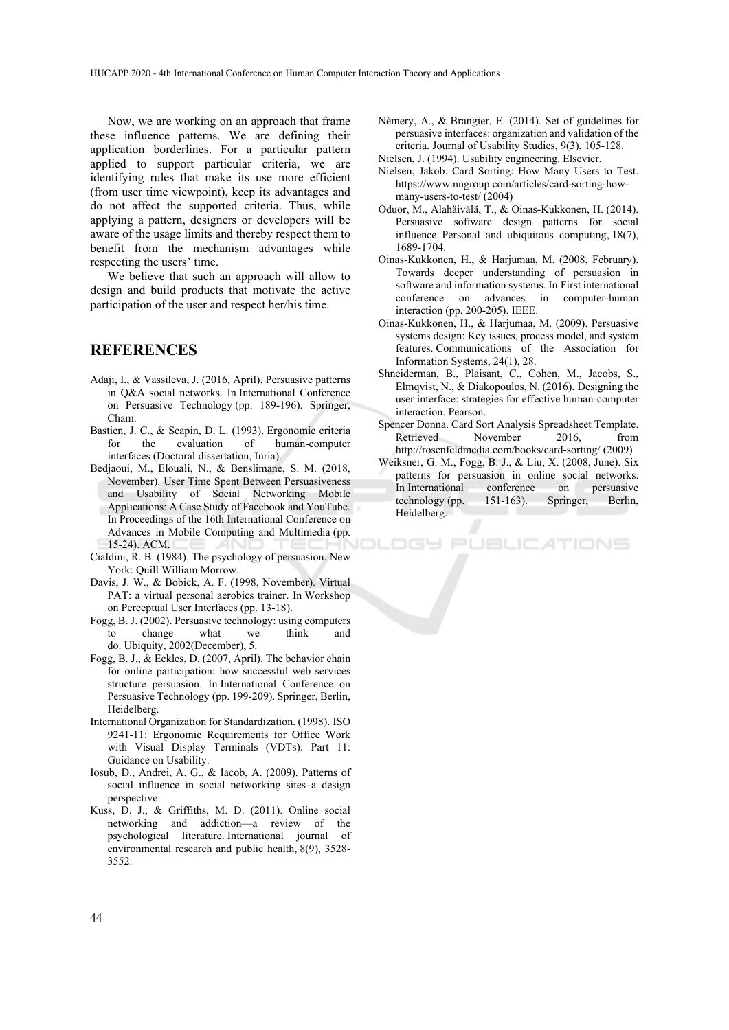Now, we are working on an approach that frame these influence patterns. We are defining their application borderlines. For a particular pattern applied to support particular criteria, we are identifying rules that make its use more efficient (from user time viewpoint), keep its advantages and do not affect the supported criteria. Thus, while applying a pattern, designers or developers will be aware of the usage limits and thereby respect them to benefit from the mechanism advantages while respecting the users' time.

We believe that such an approach will allow to design and build products that motivate the active participation of the user and respect her/his time.

## REFERENCES

Adaji, I., & Vassileva, J. (2016, April). Persuasive patterns in Q&A social networks. In International Conference on Persuasive Technology (pp. 189-196). Springer, Cham.

Bastien, J. C., & Scapin, D. L. (1993). Ergonomic criteria for the evaluation of human-computer interfaces (Doctoral dissertation, Inria).

Bedjaoui, M., Elouali, N., & Benslimane, S. M. (2018, November). User Time Spent Between Persuasiveness and Usability of Social Networking Mobile Applications: A Case Study of Facebook and YouTube. In Proceedings of the 16th International Conference on Advances in Mobile Computing and Multimedia (pp. 15-24). ACM.

Cialdini, R. B. (1984). The psychology of persuasion. New York: Quill William Morrow.

Davis, J. W., & Bobick, A. F. (1998, November). Virtual PAT: a virtual personal aerobics trainer. In Workshop on Perceptual User Interfaces (pp. 13-18).

Fogg, B. J. (2002). Persuasive technology: using computers to change what we think and do. Ubiquity, 2002(December), 5.

Fogg, B. J., & Eckles, D. (2007, April). The behavior chain for online participation: how successful web services structure persuasion. In International Conference on Persuasive Technology (pp. 199-209). Springer, Berlin, Heidelberg.

International Organization for Standardization. (1998). ISO 9241-11: Ergonomic Requirements for Office Work with Visual Display Terminals (VDTs): Part 11: Guidance on Usability.

Iosub, D., Andrei, A. G., & Iacob, A. (2009). Patterns of social influence in social networking sites–a design perspective.

Kuss, D. J., & Griffiths, M. D. (2011). Online social networking and addiction—a review of the psychological literature. International journal of environmental research and public health, 8(9), 3528-3552.

Némery, A., & Brangier, E. (2014). Set of guidelines for persuasive interfaces: organization and validation of the criteria. Journal of Usability Studies, 9(3), 105-128.

Nielsen, J. (1994). Usability engineering. Elsevier.

Nielsen, Jakob. Card Sorting: How Many Users to Test. https://www.nngroup.com/articles/card-sorting-how-many-users-to-test/ (2004)

Oduor, M., Alahäivälä, T., & Oinas-Kukkonen, H. (2014). Persuasive software design patterns for social influence. Personal and ubiquitous computing, 18(7), 1689-1704.

Oinas-Kukkonen, H., & Harjumaa, M. (2008, February). Towards deeper understanding of persuasion in software and information systems. In First international conference on advances in computer-human interaction (pp. 200-205). IEEE.

Oinas-Kukkonen, H., & Harjumaa, M. (2009). Persuasive systems design: Key issues, process model, and system features. Communications of the Association for Information Systems, 24(1), 28.

Shneiderman, B., Plaisant, C., Cohen, M., Jacobs, S., Elmqvist, N., & Diakopoulos, N. (2016). Designing the user interface: strategies for effective human-computer interaction. Pearson.

Spencer Donna. Card Sort Analysis Spreadsheet Template. Retrieved November 2016, from http://rosenfeldmedia.com/books/card-sorting/ (2009)

Weiksner, G. M., Fogg, B. J., & Liu, X. (2008, June). Six patterns for persuasion in online social networks. In International conference on persuasive technology (pp. 151-163). Springer, Berlin, Heidelberg.